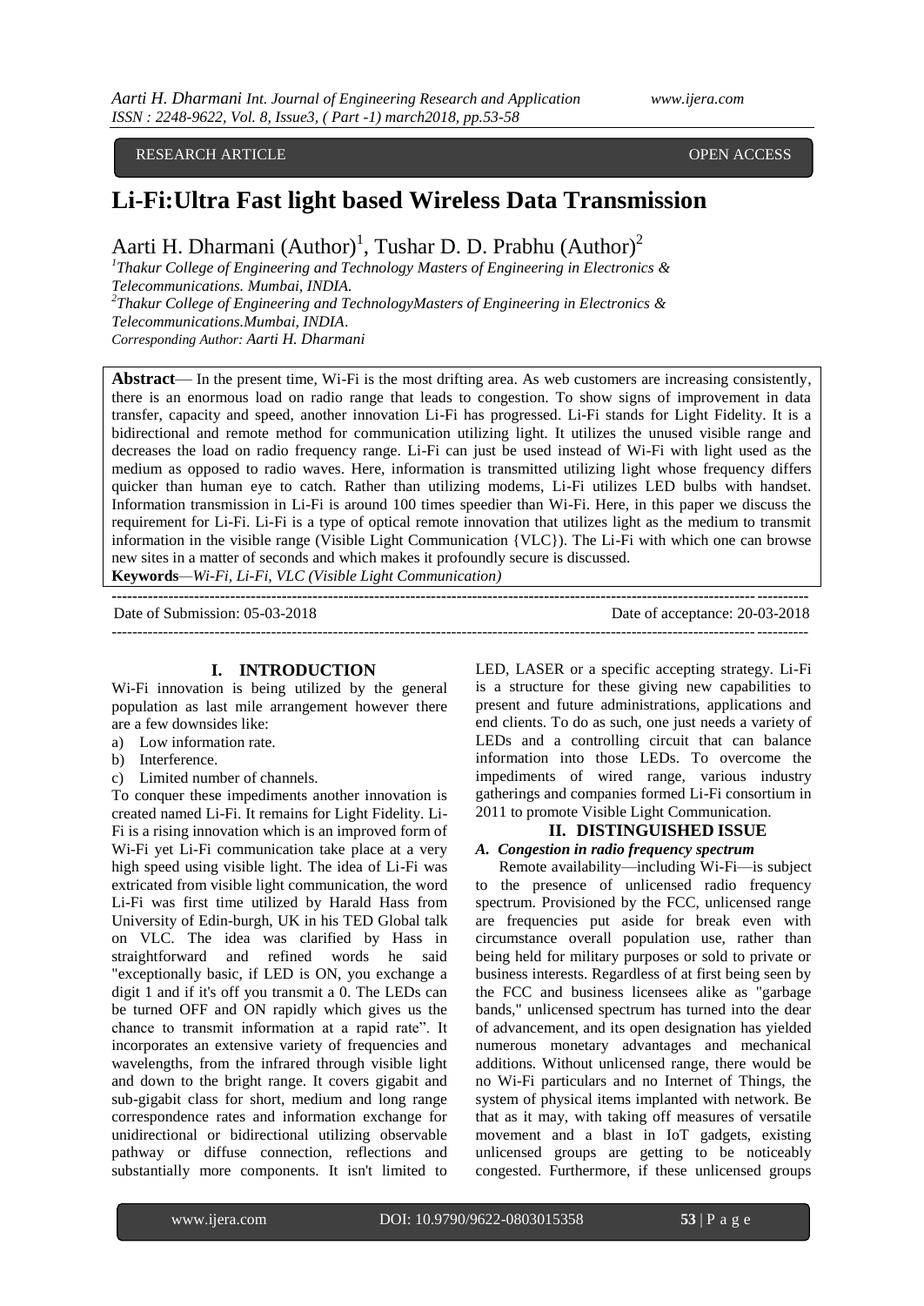RESEARCH ARTICLE OPEN ACCESS

# Li-Fi:Ultra Fast light based Wireless Data Transmission

Aarti H. Dharmani (Author)[1], Tushar D. D. Prabhu (Author)[2]

[1]Thakur College of Engineering and Technology Masters of Engineering in Electronics & Telecommunications. Mumbai, INDIA.

[2]Thakur College of Engineering and TechnologyMasters of Engineering in Electronics & Telecommunications.Mumbai, INDIA.

*Corresponding Author: Aarti H. Dharmani*

**Abstract**— In the present time, Wi-Fi is the most drifting area. As web customers are increasing consistently, there is an enormous load on radio range that leads to congestion. To show signs of improvement in data transfer, capacity and speed, another innovation Li-Fi has progressed. Li-Fi stands for Light Fidelity. It is a bidirectional and remote method for communication utilizing light. It utilizes the unused visible range and decreases the load on radio frequency range. Li-Fi can just be used instead of Wi-Fi with light used as the medium as opposed to radio waves. Here, information is transmitted utilizing light whose frequency differs quicker than human eye to catch. Rather than utilizing modems, Li-Fi utilizes LED bulbs with handset. Information transmission in Li-Fi is around 100 times speedier than Wi-Fi. Here, in this paper we discuss the requirement for Li-Fi. Li-Fi is a type of optical remote innovation that utilizes light as the medium to transmit information in the visible range (Visible Light Communication {VLC}). The Li-Fi with which one can browse new sites in a matter of seconds and which makes it profoundly secure is discussed.

**Keywords**—*Wi-Fi, Li-Fi, VLC (Visible Light Communication)*

---

Date of Submission: 05-03-2018 Date of acceptance: 20-03-2018

---

## I. INTRODUCTION

Wi-Fi innovation is being utilized by the general population as last mile arrangement however there are a few downsides like:

a) Low information rate.
b) Interference.
c) Limited number of channels.

To conquer these impediments another innovation is created named Li-Fi. It remains for Light Fidelity. Li-Fi is a rising innovation which is an improved form of Wi-Fi yet Li-Fi communication take place at a very high speed using visible light. The idea of Li-Fi was extricated from visible light communication, the word Li-Fi was first time utilized by Harald Hass from University of Edin-burgh, UK in his TED Global talk on VLC. The idea was clarified by Hass in straightforward and refined words he said "exceptionally basic, if LED is ON, you exchange a digit 1 and if it's off you transmit a 0. The LEDs can be turned OFF and ON rapidly which gives us the chance to transmit information at a rapid rate". It incorporates an extensive variety of frequencies and wavelengths, from the infrared through visible light and down to the bright range. It covers gigabit and sub-gigabit class for short, medium and long range correspondence rates and information exchange for unidirectional or bidirectional utilizing observable pathway or diffuse connection, reflections and substantially more components. It isn't limited to LED, LASER or a specific accepting strategy. Li-Fi is a structure for these giving new capabilities to present and future administrations, applications and end clients. To do as such, one just needs a variety of LEDs and a controlling circuit that can balance information into those LEDs. To overcome the impediments of wired range, various industry gatherings and companies formed Li-Fi consortium in 2011 to promote Visible Light Communication.

## II. DISTINGUISHED ISSUE

### *A. Congestion in radio frequency spectrum*

Remote availability—including Wi-Fi—is subject to the presence of unlicensed radio frequency spectrum. Provisioned by the FCC, unlicensed range are frequencies put aside for break even with circumstance overall population use, rather than being held for military purposes or sold to private or business interests. Regardless of at first being seen by the FCC and business licensees alike as "garbage bands," unlicensed spectrum has turned into the dear of advancement, and its open designation has yielded numerous monetary advantages and mechanical additions. Without unlicensed range, there would be no Wi-Fi particulars and no Internet of Things, the system of physical items implanted with network. Be that as it may, with taking off measures of versatile movement and a blast in IoT gadgets, existing unlicensed groups are getting to be noticeably congested. Furthermore, if these unlicensed groups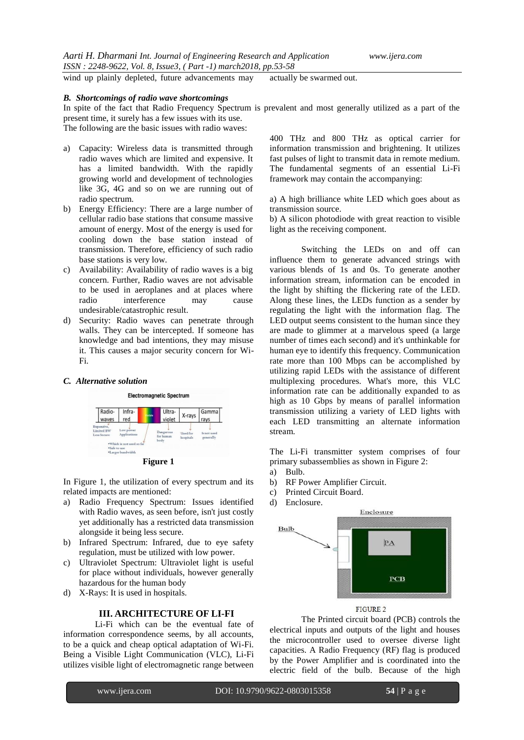wind up plainly depleted, future advancements may actually be swarmed out.

### *B. Shortcomings of radio wave shortcomings*

In spite of the fact that Radio Frequency Spectrum is prevalent and most generally utilized as a part of the present time, it surely has a few issues with its use.

The following are the basic issues with radio waves:

a) Capacity: Wireless data is transmitted through radio waves which are limited and expensive. It has a limited bandwidth. With the rapidly growing world and development of technologies like 3G, 4G and so on we are running out of radio spectrum.
b) Energy Efficiency: There are a large number of cellular radio base stations that consume massive amount of energy. Most of the energy is used for cooling down the base station instead of transmission. Therefore, efficiency of such radio base stations is very low.
c) Availability: Availability of radio waves is a big concern. Further, Radio waves are not advisable to be used in aeroplanes and at places where radio interference may cause undesirable/catastrophic result.
d) Security: Radio waves can penetrate through walls. They can be intercepted. If someone has knowledge and bad intentions, they may misuse it. This causes a major security concern for Wi-Fi.

### *C. Alternative solution*

**Figure 1**

In Figure 1, the utilization of every spectrum and its related impacts are mentioned:

a) Radio Frequency Spectrum: Issues identified with Radio waves, as seen before, isn't just costly yet additionally has a restricted data transmission alongside it being less secure.
b) Infrared Spectrum: Infrared, due to eye safety regulation, must be utilized with low power.
c) Ultraviolet Spectrum: Ultraviolet light is useful for place without individuals, however generally hazardous for the human body
d) X-Rays: It is used in hospitals.

## III. ARCHITECTURE OF LI-FI

Li-Fi which can be the eventual fate of information correspondence seems, by all accounts, to be a quick and cheap optical adaptation of Wi-Fi. Being a Visible Light Communication (VLC), Li-Fi utilizes visible light of electromagnetic range between 400 THz and 800 THz as optical carrier for information transmission and brightening. It utilizes fast pulses of light to transmit data in remote medium. The fundamental segments of an essential Li-Fi framework may contain the accompanying:

a) A high brilliance white LED which goes about as transmission source.
b) A silicon photodiode with great reaction to visible light as the receiving component.

Switching the LEDs on and off can influence them to generate advanced strings with various blends of 1s and 0s. To generate another information stream, information can be encoded in the light by shifting the flickering rate of the LED. Along these lines, the LEDs function as a sender by regulating the light with the information flag. The LED output seems consistent to the human since they are made to glimmer at a marvelous speed (a large number of times each second) and it's unthinkable for human eye to identify this frequency. Communication rate more than 100 Mbps can be accomplished by utilizing rapid LEDs with the assistance of different multiplexing procedures. What's more, this VLC information rate can be additionally expanded to as high as 10 Gbps by means of parallel information transmission utilizing a variety of LED lights with each LED transmitting an alternate information stream.

The Li-Fi transmitter system comprises of four primary subassemblies as shown in Figure 2:

a) Bulb.
b) RF Power Amplifier Circuit.
c) Printed Circuit Board.
d) Enclosure.

FIGURE 2

The Printed circuit board (PCB) controls the electrical inputs and outputs of the light and houses the microcontroller used to oversee diverse light capacities. A Radio Frequency (RF) flag is produced by the Power Amplifier and is coordinated into the electric field of the bulb. Because of the high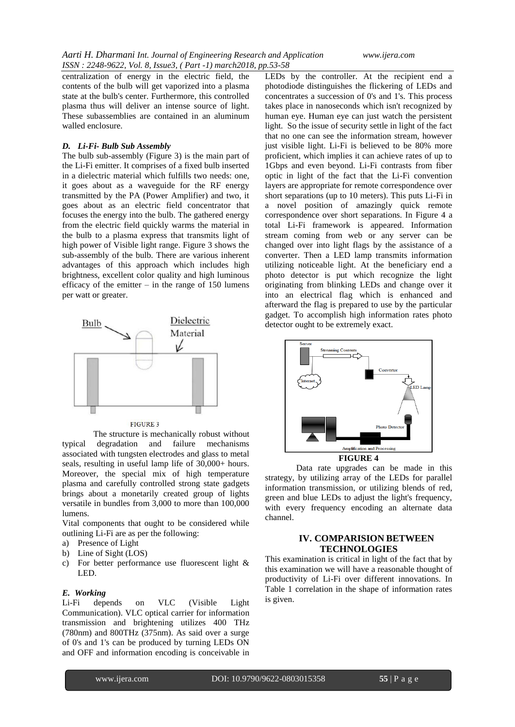centralization of energy in the electric field, the contents of the bulb will get vaporized into a plasma state at the bulb's center. Furthermore, this controlled plasma thus will deliver an intense source of light. These subassemblies are contained in an aluminum walled enclosure.

### *D. Li-Fi- Bulb Sub Assembly*

The bulb sub-assembly (Figure 3) is the main part of the Li-Fi emitter. It comprises of a fixed bulb inserted in a dielectric material which fulfills two needs: one, it goes about as a waveguide for the RF energy transmitted by the PA (Power Amplifier) and two, it goes about as an electric field concentrator that focuses the energy into the bulb. The gathered energy from the electric field quickly warms the material in the bulb to a plasma express that transmits light of high power of Visible light range. Figure 3 shows the sub-assembly of the bulb. There are various inherent advantages of this approach which includes high brightness, excellent color quality and high luminous efficacy of the emitter – in the range of 150 lumens per watt or greater.

FIGURE 3

The structure is mechanically robust without typical degradation and failure mechanisms associated with tungsten electrodes and glass to metal seals, resulting in useful lamp life of 30,000+ hours. Moreover, the special mix of high temperature plasma and carefully controlled strong state gadgets brings about a monetarily created group of lights versatile in bundles from 3,000 to more than 100,000 lumens.

Vital components that ought to be considered while outlining Li-Fi are as per the following:

a) Presence of Light
b) Line of Sight (LOS)
c) For better performance use fluorescent light & LED.

### *E. Working*

Li-Fi depends on VLC (Visible Light Communication). VLC optical carrier for information transmission and brightening utilizes 400 THz (780nm) and 800THz (375nm). As said over a surge of 0's and 1's can be produced by turning LEDs ON and OFF and information encoding is conceivable in LEDs by the controller. At the recipient end a photodiode distinguishes the flickering of LEDs and concentrates a succession of 0's and 1's. This process takes place in nanoseconds which isn't recognized by human eye. Human eye can just watch the persistent light. So the issue of security settle in light of the fact that no one can see the information stream, however just visible light. Li-Fi is believed to be 80% more proficient, which implies it can achieve rates of up to 1Gbps and even beyond. Li-Fi contrasts from fiber optic in light of the fact that the Li-Fi convention layers are appropriate for remote correspondence over short separations (up to 10 meters). This puts Li-Fi in a novel position of amazingly quick remote correspondence over short separations. In Figure 4 a total Li-Fi framework is appeared. Information stream coming from web or any server can be changed over into light flags by the assistance of a converter. Then a LED lamp transmits information utilizing noticeable light. At the beneficiary end a photo detector is put which recognize the light originating from blinking LEDs and change over it into an electrical flag which is enhanced and afterward the flag is prepared to use by the particular gadget. To accomplish high information rates photo detector ought to be extremely exact.

**FIGURE 4**

Data rate upgrades can be made in this strategy, by utilizing array of the LEDs for parallel information transmission, or utilizing blends of red, green and blue LEDs to adjust the light's frequency, with every frequency encoding an alternate data channel.

## IV. COMPARISION BETWEEN TECHNOLOGIES

This examination is critical in light of the fact that by this examination we will have a reasonable thought of productivity of Li-Fi over different innovations. In Table 1 correlation in the shape of information rates is given.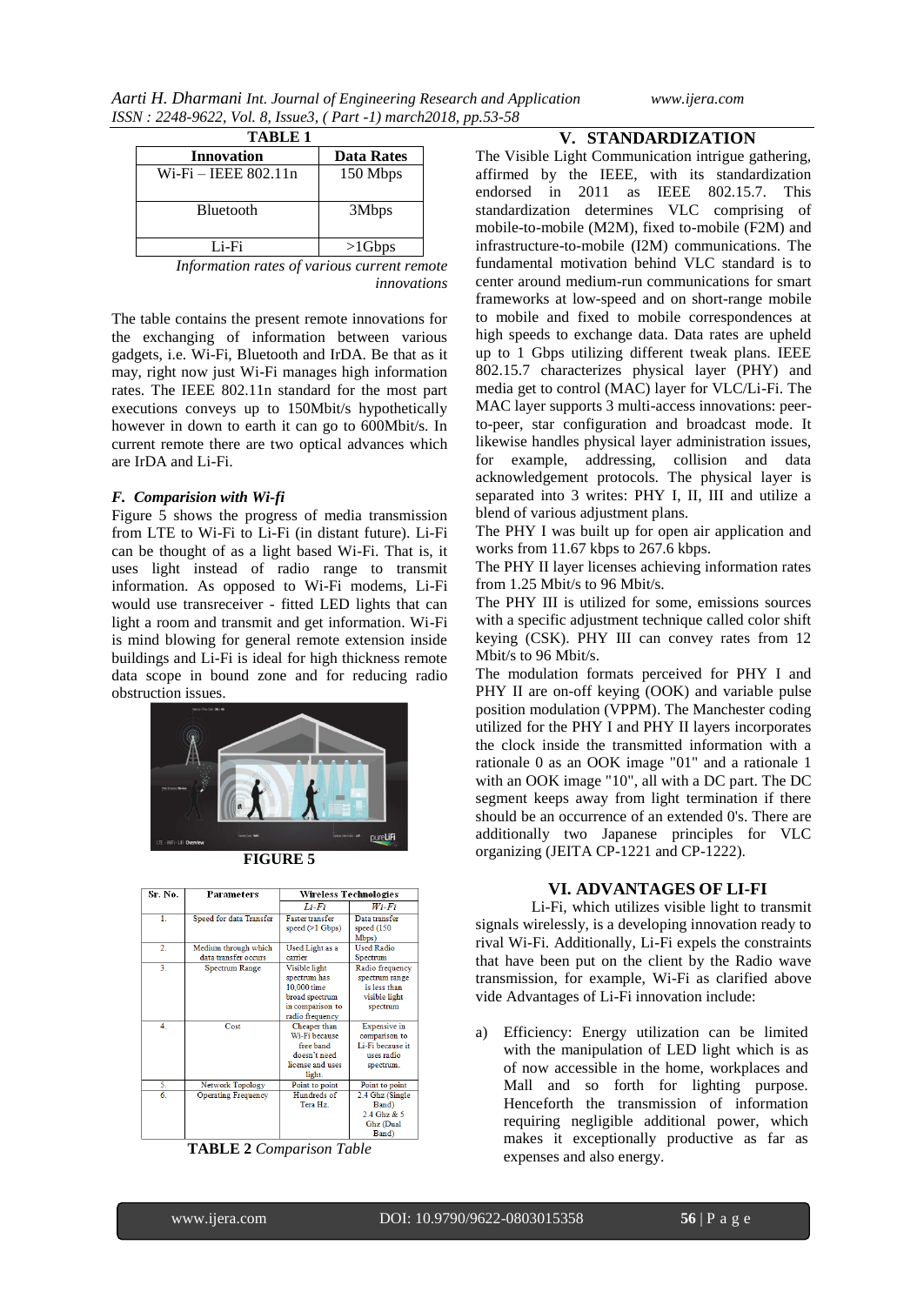**TABLE 1**

| Innovation | Data Rates |
|---|---|
| Wi-Fi – IEEE 802.11n | 150 Mbps |
| Bluetooth | 3Mbps |
| Li-Fi | >1Gbps |

*Information rates of various current remote innovations*

The table contains the present remote innovations for the exchanging of information between various gadgets, i.e. Wi-Fi, Bluetooth and IrDA. Be that as it may, right now just Wi-Fi manages high information rates. The IEEE 802.11n standard for the most part executions conveys up to 150Mbit/s hypothetically however in down to earth it can go to 600Mbit/s. In current remote there are two optical advances which are IrDA and Li-Fi.

### *F. Comparision with Wi-fi*

Figure 5 shows the progress of media transmission from LTE to Wi-Fi to Li-Fi (in distant future). Li-Fi can be thought of as a light based Wi-Fi. That is, it uses light instead of radio range to transmit information. As opposed to Wi-Fi modems, Li-Fi would use transreceiver - fitted LED lights that can light a room and transmit and get information. Wi-Fi is mind blowing for general remote extension inside buildings and Li-Fi is ideal for high thickness remote data scope in bound zone and for reducing radio obstruction issues.

**FIGURE 5**

| Sr. No. | Parameters | Wireless Technologies | |
|---|---|---|---|
| | | *Li-Fi* | *Wi-Fi* |
| 1. | Speed for data Transfer | Faster transfer speed (>1 Gbps) | Data transfer speed (150 Mbps) |
| 2. | Medium through which data transfer occurs | Used Light as a carrier | Used Radio Spectrum |
| 3. | Spectrum Range | Visible light spectrum has 10,000 time broad spectrum in comparison to radio frequency | Radio frequency spectrum range is less than visible light spectrum |
| 4. | Cost | Cheaper than Wi-Fi because free band doesn't need license and uses light. | Expensive in comparison to Li-Fi because it uses radio spectrum. |
| 5. | Network Topology | Point to point | Point to point |
| 6. | Operating Frequency | Hundreds of Tera Hz. | 2.4 Ghz (Single Band) 2.4 Ghz & 5 Ghz (Dual Band) |

**TABLE 2** *Comparison Table*

## V. STANDARDIZATION

The Visible Light Communication intrigue gathering, affirmed by the IEEE, with its standardization endorsed in 2011 as IEEE 802.15.7. This standardization determines VLC comprising of mobile-to-mobile (M2M), fixed to-mobile (F2M) and infrastructure-to-mobile (I2M) communications. The fundamental motivation behind VLC standard is to center around medium-run communications for smart frameworks at low-speed and on short-range mobile to mobile and fixed to mobile correspondences at high speeds to exchange data. Data rates are upheld up to 1 Gbps utilizing different tweak plans. IEEE 802.15.7 characterizes physical layer (PHY) and media get to control (MAC) layer for VLC/Li-Fi. The MAC layer supports 3 multi-access innovations: peer-to-peer, star configuration and broadcast mode. It likewise handles physical layer administration issues, for example, addressing, collision and data acknowledgement protocols. The physical layer is separated into 3 writes: PHY I, II, III and utilize a blend of various adjustment plans.

The PHY I was built up for open air application and works from 11.67 kbps to 267.6 kbps.

The PHY II layer licenses achieving information rates from 1.25 Mbit/s to 96 Mbit/s.

The PHY III is utilized for some, emissions sources with a specific adjustment technique called color shift keying (CSK). PHY III can convey rates from 12 Mbit/s to 96 Mbit/s.

The modulation formats perceived for PHY I and PHY II are on-off keying (OOK) and variable pulse position modulation (VPPM). The Manchester coding utilized for the PHY I and PHY II layers incorporates the clock inside the transmitted information with a rationale 0 as an OOK image "01" and a rationale 1 with an OOK image "10", all with a DC part. The DC segment keeps away from light termination if there should be an occurrence of an extended 0's. There are additionally two Japanese principles for VLC organizing (JEITA CP-1221 and CP-1222).

## VI. ADVANTAGES OF LI-FI

Li-Fi, which utilizes visible light to transmit signals wirelessly, is a developing innovation ready to rival Wi-Fi. Additionally, Li-Fi expels the constraints that have been put on the client by the Radio wave transmission, for example, Wi-Fi as clarified above vide Advantages of Li-Fi innovation include:

a) Efficiency: Energy utilization can be limited with the manipulation of LED light which is as of now accessible in the home, workplaces and Mall and so forth for lighting purpose. Henceforth the transmission of information requiring negligible additional power, which makes it exceptionally productive as far as expenses and also energy.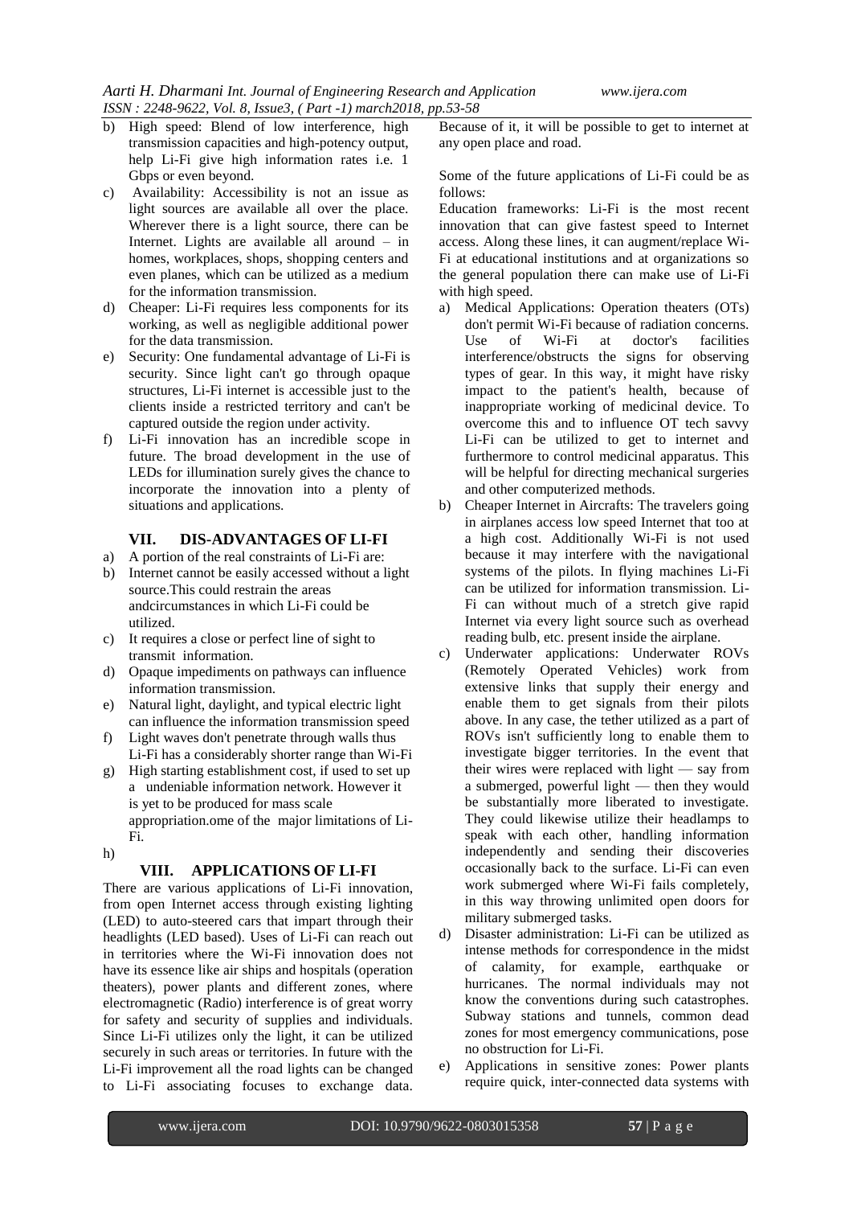- b) High speed: Blend of low interference, high transmission capacities and high-potency output, help Li-Fi give high information rates i.e. 1 Gbps or even beyond.
- c) Availability: Accessibility is not an issue as light sources are available all over the place. Wherever there is a light source, there can be Internet. Lights are available all around – in homes, workplaces, shops, shopping centers and even planes, which can be utilized as a medium for the information transmission.
- d) Cheaper: Li-Fi requires less components for its working, as well as negligible additional power for the data transmission.
- e) Security: One fundamental advantage of Li-Fi is security. Since light can't go through opaque structures, Li-Fi internet is accessible just to the clients inside a restricted territory and can't be captured outside the region under activity.
- f) Li-Fi innovation has an incredible scope in future. The broad development in the use of LEDs for illumination surely gives the chance to incorporate the innovation into a plenty of situations and applications.

## VII. DIS-ADVANTAGES OF LI-FI

- a) A portion of the real constraints of Li-Fi are:
- b) Internet cannot be easily accessed without a light source.This could restrain the areas andcircumstances in which Li-Fi could be utilized.
- c) It requires a close or perfect line of sight to transmit information.
- d) Opaque impediments on pathways can influence information transmission.
- e) Natural light, daylight, and typical electric light can influence the information transmission speed
- f) Light waves don't penetrate through walls thus Li-Fi has a considerably shorter range than Wi-Fi
- g) High starting establishment cost, if used to set up a undeniable information network. However it is yet to be produced for mass scale appropriation.ome of the major limitations of Li-Fi.
- h)

## VIII. APPLICATIONS OF LI-FI

There are various applications of Li-Fi innovation, from open Internet access through existing lighting (LED) to auto-steered cars that impart through their headlights (LED based). Uses of Li-Fi can reach out in territories where the Wi-Fi innovation does not have its essence like air ships and hospitals (operation theaters), power plants and different zones, where electromagnetic (Radio) interference is of great worry for safety and security of supplies and individuals. Since Li-Fi utilizes only the light, it can be utilized securely in such areas or territories. In future with the Li-Fi improvement all the road lights can be changed to Li-Fi associating focuses to exchange data. Because of it, it will be possible to get to internet at any open place and road.

Some of the future applications of Li-Fi could be as follows:

Education frameworks: Li-Fi is the most recent innovation that can give fastest speed to Internet access. Along these lines, it can augment/replace Wi-Fi at educational institutions and at organizations so the general population there can make use of Li-Fi with high speed.

- a) Medical Applications: Operation theaters (OTs) don't permit Wi-Fi because of radiation concerns. Use of Wi-Fi at doctor's facilities interference/obstructs the signs for observing types of gear. In this way, it might have risky impact to the patient's health, because of inappropriate working of medicinal device. To overcome this and to influence OT tech savvy Li-Fi can be utilized to get to internet and furthermore to control medicinal apparatus. This will be helpful for directing mechanical surgeries and other computerized methods.
- b) Cheaper Internet in Aircrafts: The travelers going in airplanes access low speed Internet that too at a high cost. Additionally Wi-Fi is not used because it may interfere with the navigational systems of the pilots. In flying machines Li-Fi can be utilized for information transmission. Li-Fi can without much of a stretch give rapid Internet via every light source such as overhead reading bulb, etc. present inside the airplane.
- c) Underwater applications: Underwater ROVs (Remotely Operated Vehicles) work from extensive links that supply their energy and enable them to get signals from their pilots above. In any case, the tether utilized as a part of ROVs isn't sufficiently long to enable them to investigate bigger territories. In the event that their wires were replaced with light — say from a submerged, powerful light — then they would be substantially more liberated to investigate. They could likewise utilize their headlamps to speak with each other, handling information independently and sending their discoveries occasionally back to the surface. Li-Fi can even work submerged where Wi-Fi fails completely, in this way throwing unlimited open doors for military submerged tasks.
- d) Disaster administration: Li-Fi can be utilized as intense methods for correspondence in the midst of calamity, for example, earthquake or hurricanes. The normal individuals may not know the conventions during such catastrophes. Subway stations and tunnels, common dead zones for most emergency communications, pose no obstruction for Li-Fi.
- e) Applications in sensitive zones: Power plants require quick, inter-connected data systems with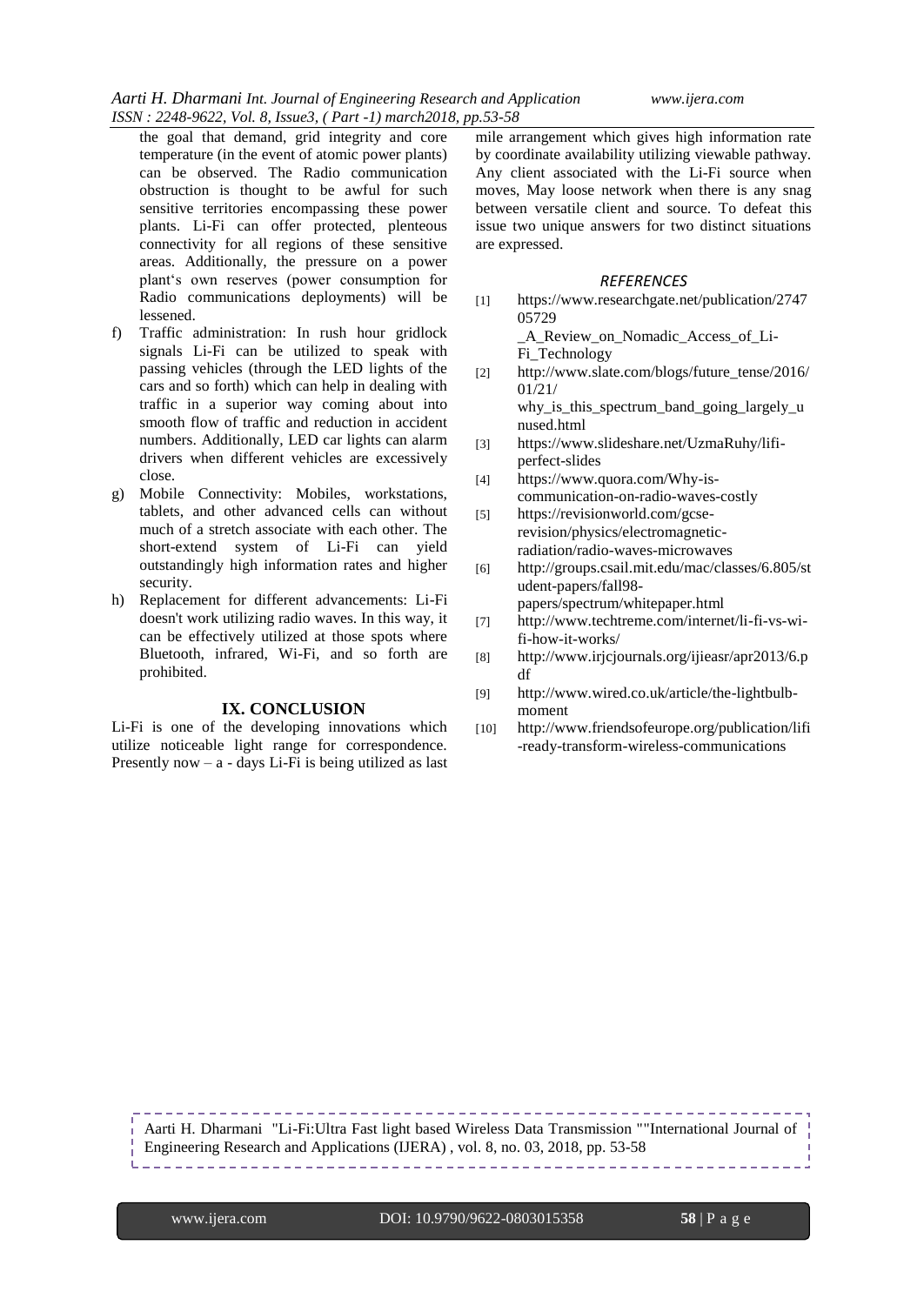the goal that demand, grid integrity and core temperature (in the event of atomic power plants) can be observed. The Radio communication obstruction is thought to be awful for such sensitive territories encompassing these power plants. Li-Fi can offer protected, plenteous connectivity for all regions of these sensitive areas. Additionally, the pressure on a power plant's own reserves (power consumption for Radio communications deployments) will be lessened.

f) Traffic administration: In rush hour gridlock signals Li-Fi can be utilized to speak with passing vehicles (through the LED lights of the cars and so forth) which can help in dealing with traffic in a superior way coming about into smooth flow of traffic and reduction in accident numbers. Additionally, LED car lights can alarm drivers when different vehicles are excessively close.

g) Mobile Connectivity: Mobiles, workstations, tablets, and other advanced cells can without much of a stretch associate with each other. The short-extend system of Li-Fi can yield outstandingly high information rates and higher security.

h) Replacement for different advancements: Li-Fi doesn't work utilizing radio waves. In this way, it can be effectively utilized at those spots where Bluetooth, infrared, Wi-Fi, and so forth are prohibited.

## IX. CONCLUSION

Li-Fi is one of the developing innovations which utilize noticeable light range for correspondence. Presently now – a - days Li-Fi is being utilized as last mile arrangement which gives high information rate by coordinate availability utilizing viewable pathway. Any client associated with the Li-Fi source when moves, May loose network when there is any snag between versatile client and source. To defeat this issue two unique answers for two distinct situations are expressed.

## REFERENCES

[1] https://www.researchgate.net/publication/274705729_A_Review_on_Nomadic_Access_of_Li-Fi_Technology

[2] http://www.slate.com/blogs/future_tense/2016/01/21/why_is_this_spectrum_band_going_largely_unused.html

[3] https://www.slideshare.net/UzmaRuhy/lifi-perfect-slides

[4] https://www.quora.com/Why-is-communication-on-radio-waves-costly

[5] https://revisionworld.com/gcse-revision/physics/electromagnetic-radiation/radio-waves-microwaves

[6] http://groups.csail.mit.edu/mac/classes/6.805/student-papers/fall98-papers/spectrum/whitepaper.html

[7] http://www.techtreme.com/internet/li-fi-vs-wi-fi-how-it-works/

[8] http://www.irjcjournals.org/ijieasr/apr2013/6.pdf

[9] http://www.wired.co.uk/article/the-lightbulb-moment

[10] http://www.friendsofeurope.org/publication/lifi-ready-transform-wireless-communications

Aarti H. Dharmani "Li-Fi:Ultra Fast light based Wireless Data Transmission ""International Journal of Engineering Research and Applications (IJERA) , vol. 8, no. 03, 2018, pp. 53-58